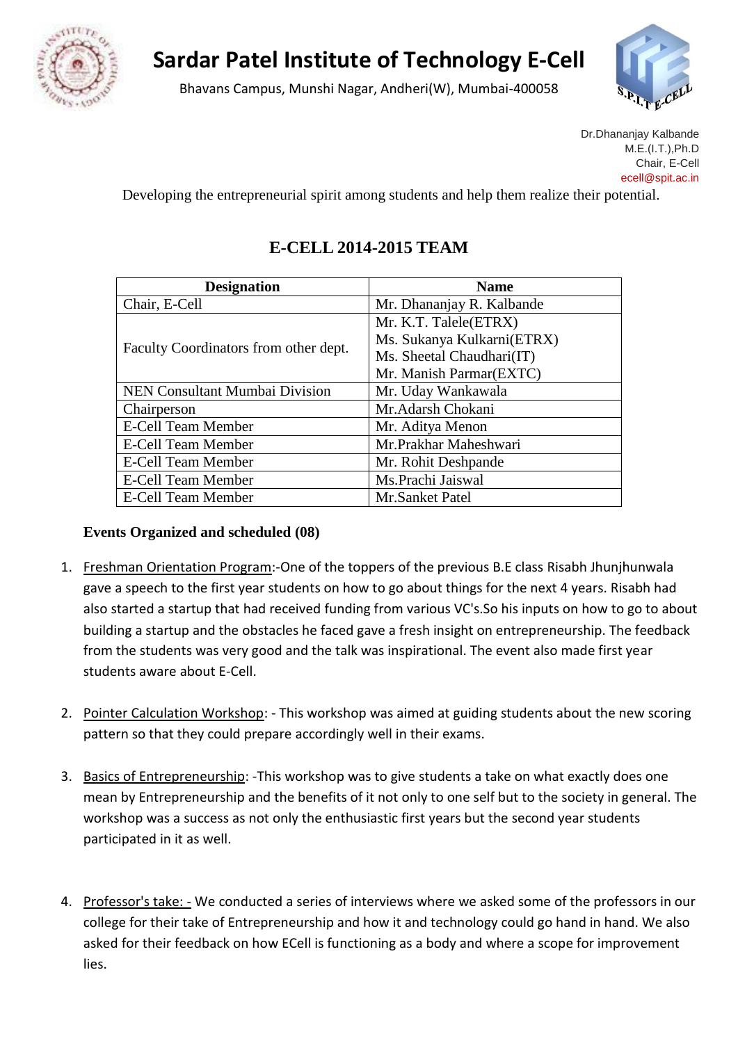# Sardar Patel Institute of Technology E-Cell

Bhavans Campus, Munshi Nagar, Andheri(W), Mumbai-400058

Dr.Dhananjay Kalbande
M.E.(I.T.),Ph.D
Chair, E-Cell
ecell@spit.ac.in

Developing the entrepreneurial spirit among students and help them realize their potential.

## E-CELL 2014-2015 TEAM

| Designation | Name |
|---|---|
| Chair, E-Cell | Mr. Dhananjay R. Kalbande |
| Faculty Coordinators from other dept. | Mr. K.T. Talele(ETRX)<br>Ms. Sukanya Kulkarni(ETRX)<br>Ms. Sheetal Chaudhari(IT)<br>Mr. Manish Parmar(EXTC) |
| NEN Consultant Mumbai Division | Mr. Uday Wankawala |
| Chairperson | Mr.Adarsh Chokani |
| E-Cell Team Member | Mr. Aditya Menon |
| E-Cell Team Member | Mr.Prakhar Maheshwari |
| E-Cell Team Member | Mr. Rohit Deshpande |
| E-Cell Team Member | Ms.Prachi Jaiswal |
| E-Cell Team Member | Mr.Sanket Patel |

**Events Organized and scheduled (08)**

1. Freshman Orientation Program:-One of the toppers of the previous B.E class Risabh Jhunjhunwala gave a speech to the first year students on how to go about things for the next 4 years. Risabh had also started a startup that had received funding from various VC's.So his inputs on how to go to about building a startup and the obstacles he faced gave a fresh insight on entrepreneurship. The feedback from the students was very good and the talk was inspirational. The event also made first year students aware about E-Cell.

2. Pointer Calculation Workshop: - This workshop was aimed at guiding students about the new scoring pattern so that they could prepare accordingly well in their exams.

3. Basics of Entrepreneurship: -This workshop was to give students a take on what exactly does one mean by Entrepreneurship and the benefits of it not only to one self but to the society in general. The workshop was a success as not only the enthusiastic first years but the second year students participated in it as well.

4. Professor's take: - We conducted a series of interviews where we asked some of the professors in our college for their take of Entrepreneurship and how it and technology could go hand in hand. We also asked for their feedback on how ECell is functioning as a body and where a scope for improvement lies.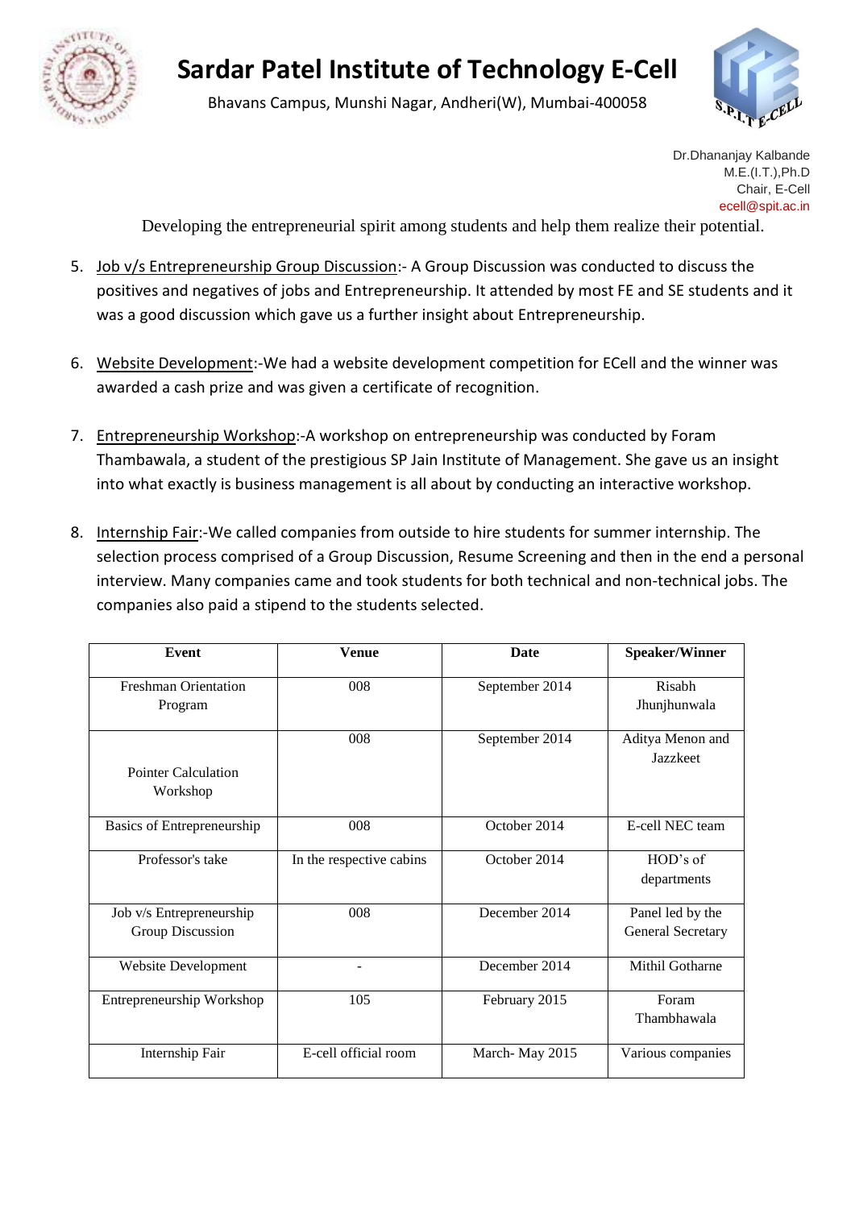# Sardar Patel Institute of Technology E-Cell

Bhavans Campus, Munshi Nagar, Andheri(W), Mumbai-400058

Dr.Dhananjay Kalbande
M.E.(I.T.),Ph.D
Chair, E-Cell
ecell@spit.ac.in

Developing the entrepreneurial spirit among students and help them realize their potential.

5. Job v/s Entrepreneurship Group Discussion:- A Group Discussion was conducted to discuss the positives and negatives of jobs and Entrepreneurship. It attended by most FE and SE students and it was a good discussion which gave us a further insight about Entrepreneurship.

6. Website Development:-We had a website development competition for ECell and the winner was awarded a cash prize and was given a certificate of recognition.

7. Entrepreneurship Workshop:-A workshop on entrepreneurship was conducted by Foram Thambawala, a student of the prestigious SP Jain Institute of Management. She gave us an insight into what exactly is business management is all about by conducting an interactive workshop.

8. Internship Fair:-We called companies from outside to hire students for summer internship. The selection process comprised of a Group Discussion, Resume Screening and then in the end a personal interview. Many companies came and took students for both technical and non-technical jobs. The companies also paid a stipend to the students selected.

| Event | Venue | Date | Speaker/Winner |
|---|---|---|---|
| Freshman Orientation Program | 008 | September 2014 | Risabh Jhunjhunwala |
| Pointer Calculation Workshop | 008 | September 2014 | Aditya Menon and Jazzkeet |
| Basics of Entrepreneurship | 008 | October 2014 | E-cell NEC team |
| Professor's take | In the respective cabins | October 2014 | HOD's of departments |
| Job v/s Entrepreneurship Group Discussion | 008 | December 2014 | Panel led by the General Secretary |
| Website Development | - | December 2014 | Mithil Gotharne |
| Entrepreneurship Workshop | 105 | February 2015 | Foram Thambhawala |
| Internship Fair | E-cell official room | March- May 2015 | Various companies |